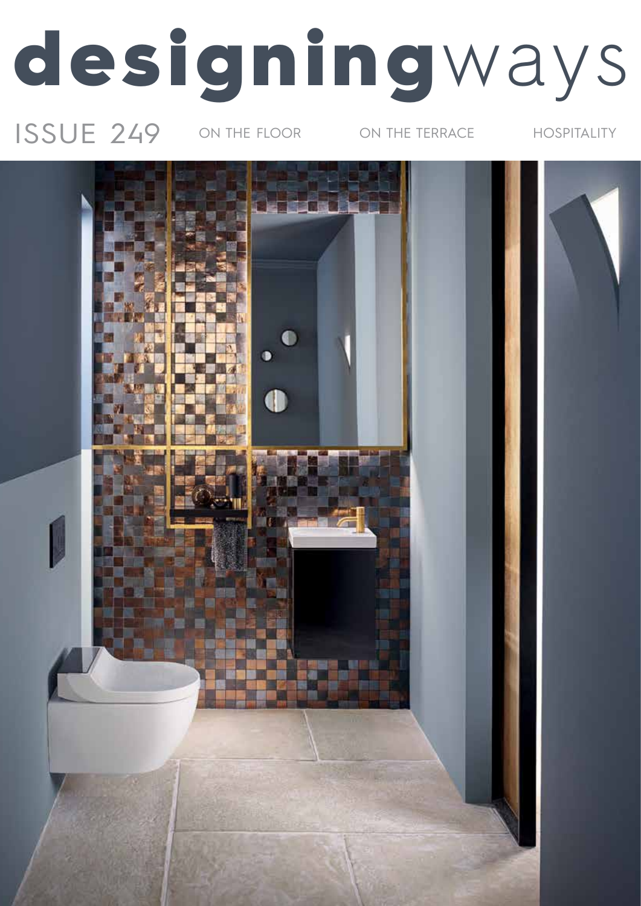# designingways

ISSUE 249

ON THE FLOOR

ON THE TERRACE

HOSPITALITY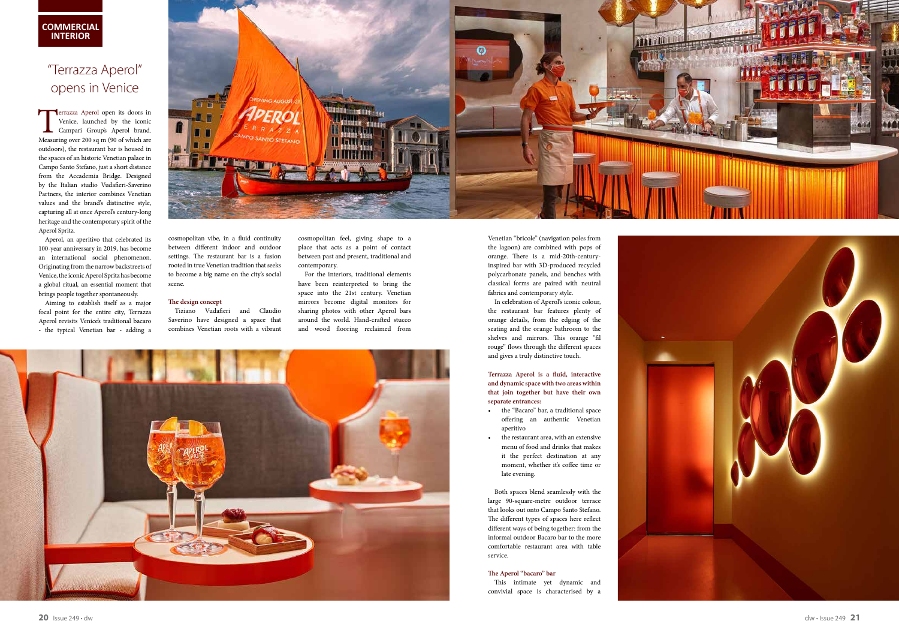COMMERCIAL INTERIOR

# "Terrazza Aperol" opens in Venice

Terrazza Aperol open its doors in Venice, launched by the iconic Campari Group's Aperol brand. Measuring over 200 sq m (90 of which are outdoors), the restaurant bar is housed in the spaces of an historic Venetian palace in Campo Santo Stefano, just a short distance from the Accademia Bridge. Designed by the Italian studio Vudafieri-Saverino Partners, the interior combines Venetian values and the brand's distinctive style, capturing all at once Aperol's century-long heritage and the contemporary spirit of the Aperol Spritz.

Aperol, an aperitivo that celebrated its 100-year anniversary in 2019, has become an international social phenomenon. Originating from the narrow backstreets of Venice, the iconic Aperol Spritz has become a global ritual, an essential moment that brings people together spontaneously.

Aiming to establish itself as a major focal point for the entire city, Terrazza Aperol revisits Venice's traditional bacaro - the typical Venetian bar - adding a cosmopolitan vibe, in a fluid continuity between different indoor and outdoor settings. The restaurant bar is a fusion rooted in true Venetian tradition that seeks to become a big name on the city's social scene.

## The design concept

Tiziano Vudafieri and Claudio Saverino have designed a space that combines Venetian roots with a vibrant cosmopolitan feel, giving shape to a place that acts as a point of contact between past and present, traditional and contemporary.

For the interiors, traditional elements have been reinterpreted to bring the space into the 21st century. Venetian mirrors become digital monitors for sharing photos with other Aperol bars around the world. Hand-crafted stucco and wood flooring reclaimed from Venetian "bricole" (navigation poles from the lagoon) are combined with pops of orange. There is a mid-20th-century-inspired bar with 3D-produced recycled polycarbonate panels, and benches with classical forms are paired with neutral fabrics and contemporary style.

In celebration of Aperol's iconic colour, the restaurant bar features plenty of orange details, from the edging of the seating and the orange bathroom to the shelves and mirrors. This orange "fil rouge" flows through the different spaces and gives a truly distinctive touch.

**Terrazza Aperol is a fluid, interactive and dynamic space with two areas within that join together but have their own separate entrances:**

- the "Bacaro" bar, a traditional space offering an authentic Venetian aperitivo
- the restaurant area, with an extensive menu of food and drinks that makes it the perfect destination at any moment, whether it's coffee time or late evening.

Both spaces blend seamlessly with the large 90-square-metre outdoor terrace that looks out onto Campo Santo Stefano. The different types of spaces here reflect different ways of being together: from the informal outdoor Bacaro bar to the more comfortable restaurant area with table service.

## The Aperol "bacaro" bar

This intimate yet dynamic and convivial space is characterised by a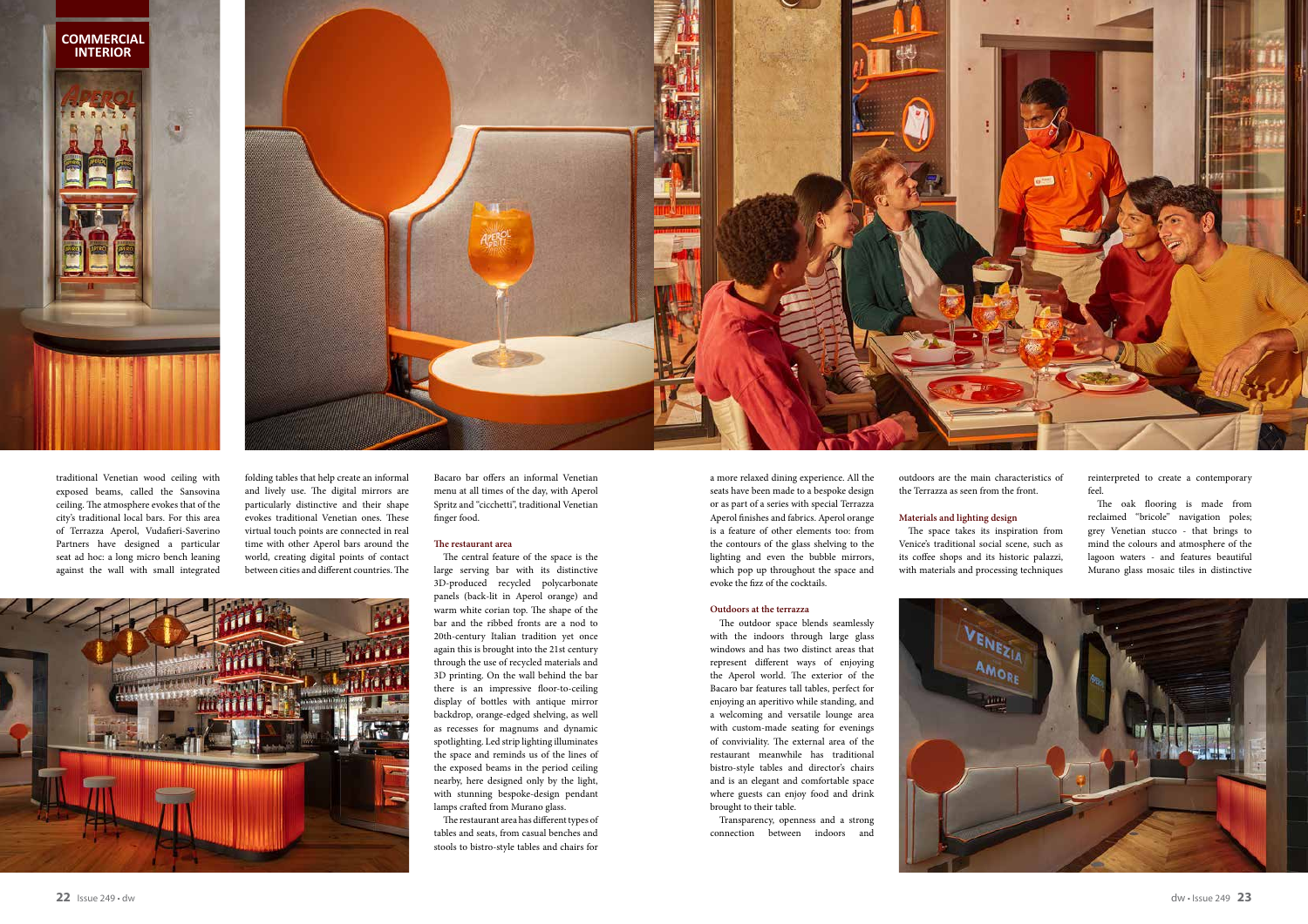traditional Venetian wood ceiling with exposed beams, called the Sansovina ceiling. The atmosphere evokes that of the city's traditional local bars. For this area of Terrazza Aperol, Vudafieri-Saverino Partners have designed a particular seat ad hoc: a long micro bench leaning against the wall with small integrated folding tables that help create an informal and lively use. The digital mirrors are particularly distinctive and their shape evokes traditional Venetian ones. These virtual touch points are connected in real time with other Aperol bars around the world, creating digital points of contact between cities and different countries. The Bacaro bar offers an informal Venetian menu at all times of the day, with Aperol Spritz and "cicchetti", traditional Venetian finger food.

### The restaurant area

The central feature of the space is the large serving bar with its distinctive 3D-produced recycled polycarbonate panels (back-lit in Aperol orange) and warm white corian top. The shape of the bar and the ribbed fronts are a nod to 20th-century Italian tradition yet once again this is brought into the 21st century through the use of recycled materials and 3D printing. On the wall behind the bar there is an impressive floor-to-ceiling display of bottles with antique mirror backdrop, orange-edged shelving, as well as recesses for magnums and dynamic spotlighting. Led strip lighting illuminates the space and reminds us of the lines of the exposed beams in the period ceiling nearby, here designed only by the light, with stunning bespoke-design pendant lamps crafted from Murano glass.

The restaurant area has different types of tables and seats, from casual benches and stools to bistro-style tables and chairs for a more relaxed dining experience. All the seats have been made to a bespoke design or as part of a series with special Terrazza Aperol finishes and fabrics. Aperol orange is a feature of other elements too: from the contours of the glass shelving to the lighting and even the bubble mirrors, which pop up throughout the space and evoke the fizz of the cocktails.

### Outdoors at the terrazza

The outdoor space blends seamlessly with the indoors through large glass windows and has two distinct areas that represent different ways of enjoying the Aperol world. The exterior of the Bacaro bar features tall tables, perfect for enjoying an aperitivo while standing, and a welcoming and versatile lounge area with custom-made seating for evenings of conviviality. The external area of the restaurant meanwhile has traditional bistro-style tables and director's chairs and is an elegant and comfortable space where guests can enjoy food and drink brought to their table.

Transparency, openness and a strong connection between indoors and outdoors are the main characteristics of the Terrazza as seen from the front.

### Materials and lighting design

The space takes its inspiration from Venice's traditional social scene, such as its coffee shops and its historic palazzi, with materials and processing techniques reinterpreted to create a contemporary feel.

The oak flooring is made from reclaimed "bricole" navigation poles; grey Venetian stucco - that brings to mind the colours and atmosphere of the lagoon waters - and features beautiful Murano glass mosaic tiles in distinctive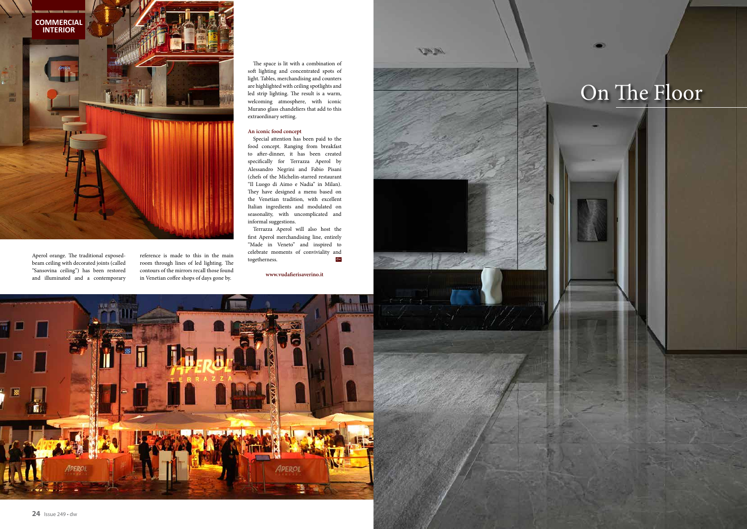COMMERCIAL INTERIOR

Aperol orange. The traditional exposed-beam ceiling with decorated joints (called "Sansovina ceiling") has been restored and illuminated and a contemporary reference is made to this in the main room through lines of led lighting. The contours of the mirrors recall those found in Venetian coffee shops of days gone by.

The space is lit with a combination of soft lighting and concentrated spots of light. Tables, merchandising and counters are highlighted with ceiling spotlights and led strip lighting. The result is a warm, welcoming atmosphere, with iconic Murano glass chandeliers that add to this extraordinary setting.

### An iconic food concept

Special attention has been paid to the food concept. Ranging from breakfast to after-dinner, it has been created specifically for Terrazza Aperol by Alessandro Negrini and Fabio Pisani (chefs of the Michelin-starred restaurant "Il Luogo di Aimo e Nadia" in Milan). They have designed a menu based on the Venetian tradition, with excellent Italian ingredients and modulated on seasonality, with uncomplicated and informal suggestions.

Terrazza Aperol will also host the first Aperol merchandising line, entirely "Made in Veneto" and inspired to celebrate moments of conviviality and togetherness.

www.vudafierisaverino.it

# On The Floor